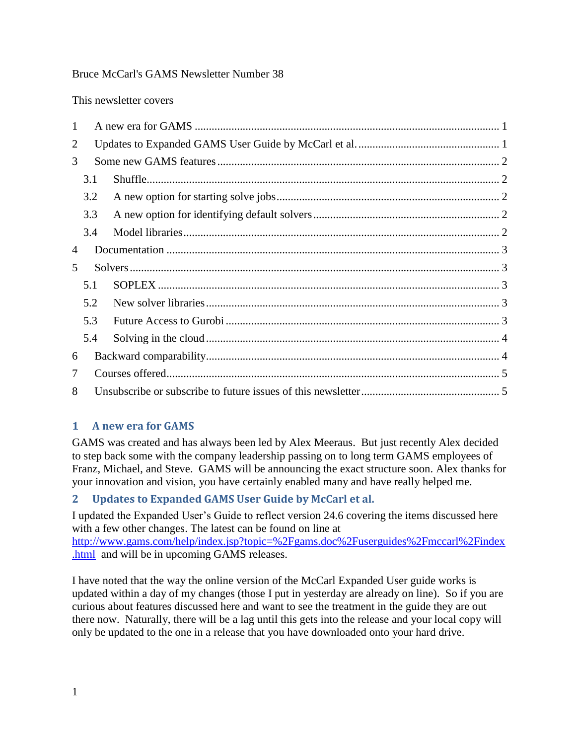Bruce McCarl's GAMS Newsletter Number 38

This newsletter covers

1 A new era for GAMS ........................................................................................................ 1
2 Updates to Expanded GAMS User Guide by McCarl et al. ................................................ 1
3 Some new GAMS features ................................................................................................ 2
  3.1 Shuffle ........................................................................................................................ 2
  3.2 A new option for starting solve jobs ........................................................................... 2
  3.3 A new option for identifying default solvers ............................................................... 2
  3.4 Model libraries ............................................................................................................ 2
4 Documentation ................................................................................................................. 3
5 Solvers .............................................................................................................................. 3
  5.1 SOPLEX ...................................................................................................................... 3
  5.2 New solver libraries ..................................................................................................... 3
  5.3 Future Access to Gurobi .............................................................................................. 3
  5.4 Solving in the cloud ..................................................................................................... 4
6 Backward comparability .................................................................................................... 4
7 Courses offered .................................................................................................................. 5
8 Unsubscribe or subscribe to future issues of this newsletter ............................................... 5

## 1 A new era for GAMS

GAMS was created and has always been led by Alex Meeraus. But just recently Alex decided to step back some with the company leadership passing on to long term GAMS employees of Franz, Michael, and Steve. GAMS will be announcing the exact structure soon. Alex thanks for your innovation and vision, you have certainly enabled many and have really helped me.

## 2 Updates to Expanded GAMS User Guide by McCarl et al.

I updated the Expanded User's Guide to reflect version 24.6 covering the items discussed here with a few other changes. The latest can be found on line at http://www.gams.com/help/index.jsp?topic=%2Fgams.doc%2Fuserguides%2Fmccarl%2Findex.html and will be in upcoming GAMS releases.

I have noted that the way the online version of the McCarl Expanded User guide works is updated within a day of my changes (those I put in yesterday are already on line). So if you are curious about features discussed here and want to see the treatment in the guide they are out there now. Naturally, there will be a lag until this gets into the release and your local copy will only be updated to the one in a release that you have downloaded onto your hard drive.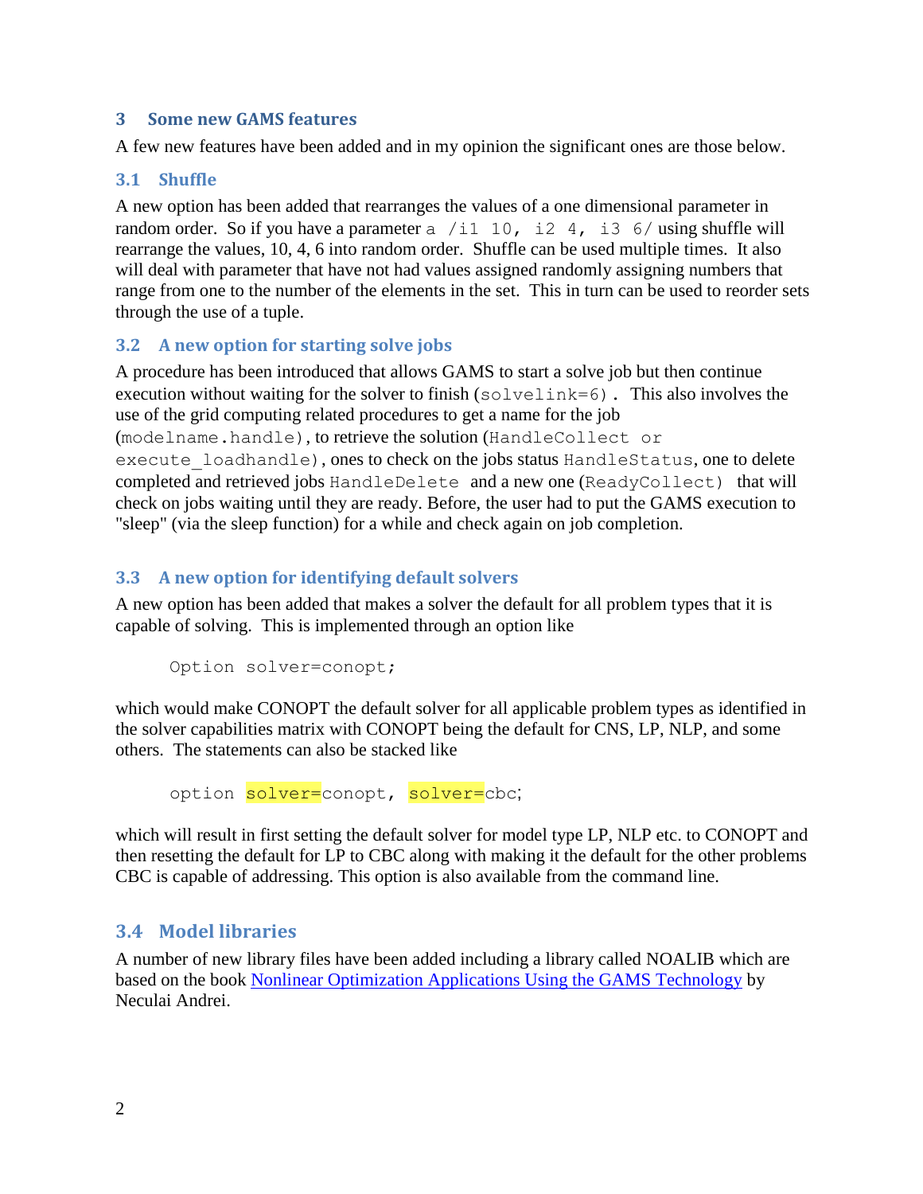## 3 Some new GAMS features

A few new features have been added and in my opinion the significant ones are those below.

### 3.1 Shuffle

A new option has been added that rearranges the values of a one dimensional parameter in random order. So if you have a parameter `a /i1 10, i2 4, i3 6/` using shuffle will rearrange the values, 10, 4, 6 into random order. Shuffle can be used multiple times. It also will deal with parameter that have not had values assigned randomly assigning numbers that range from one to the number of the elements in the set. This in turn can be used to reorder sets through the use of a tuple.

### 3.2 A new option for starting solve jobs

A procedure has been introduced that allows GAMS to start a solve job but then continue execution without waiting for the solver to finish (`solvelink=6)`. This also involves the use of the grid computing related procedures to get a name for the job (`modelname.handle)`, to retrieve the solution (`HandleCollect or execute_loadhandle)`, ones to check on the jobs status `HandleStatus`, one to delete completed and retrieved jobs `HandleDelete` and a new one (`ReadyCollect)` that will check on jobs waiting until they are ready. Before, the user had to put the GAMS execution to "sleep" (via the sleep function) for a while and check again on job completion.

### 3.3 A new option for identifying default solvers

A new option has been added that makes a solver the default for all problem types that it is capable of solving. This is implemented through an option like

```
Option solver=conopt;
```

which would make CONOPT the default solver for all applicable problem types as identified in the solver capabilities matrix with CONOPT being the default for CNS, LP, NLP, and some others. The statements can also be stacked like

```
option solver=conopt, solver=cbc;
```

which will result in first setting the default solver for model type LP, NLP etc. to CONOPT and then resetting the default for LP to CBC along with making it the default for the other problems CBC is capable of addressing. This option is also available from the command line.

### 3.4 Model libraries

A number of new library files have been added including a library called NOALIB which are based on the book [Nonlinear Optimization Applications Using the GAMS Technology]() by Neculai Andrei.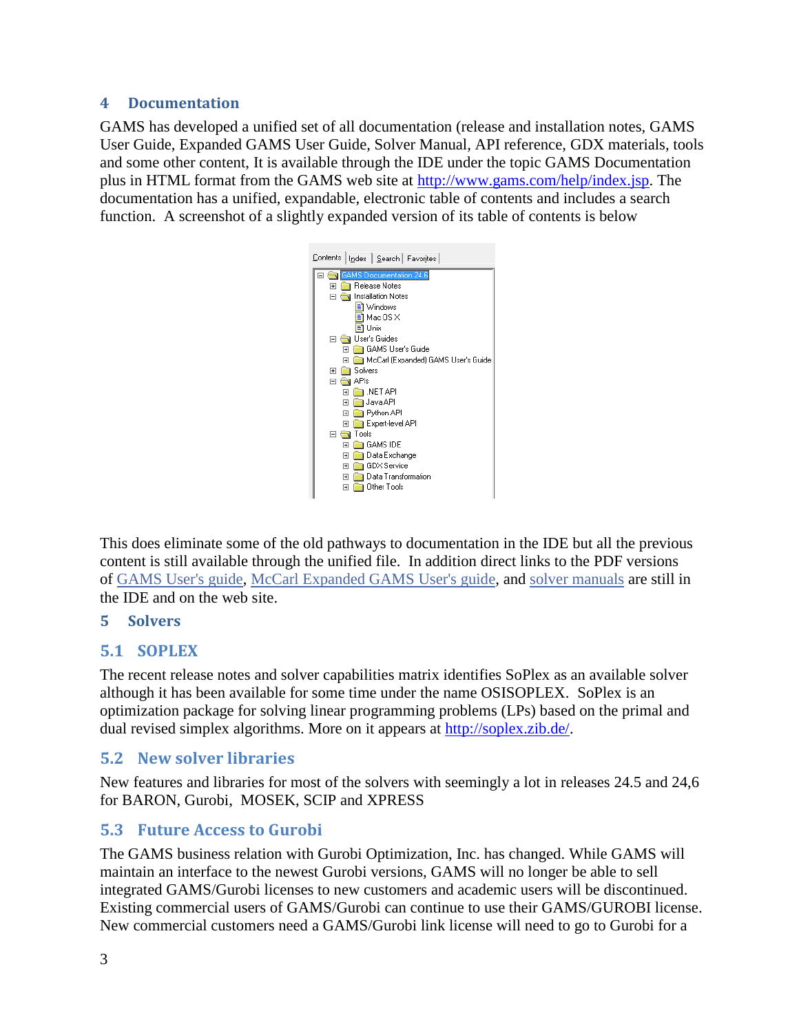## 4 Documentation

GAMS has developed a unified set of all documentation (release and installation notes, GAMS User Guide, Expanded GAMS User Guide, Solver Manual, API reference, GDX materials, tools and some other content, It is available through the IDE under the topic GAMS Documentation plus in HTML format from the GAMS web site at http://www.gams.com/help/index.jsp. The documentation has a unified, expandable, electronic table of contents and includes a search function. A screenshot of a slightly expanded version of its table of contents is below

This does eliminate some of the old pathways to documentation in the IDE but all the previous content is still available through the unified file. In addition direct links to the PDF versions of GAMS User's guide, McCarl Expanded GAMS User's guide, and solver manuals are still in the IDE and on the web site.

## 5 Solvers

### 5.1 SOPLEX

The recent release notes and solver capabilities matrix identifies SoPlex as an available solver although it has been available for some time under the name OSISOPLEX. SoPlex is an optimization package for solving linear programming problems (LPs) based on the primal and dual revised simplex algorithms. More on it appears at http://soplex.zib.de/.

### 5.2 New solver libraries

New features and libraries for most of the solvers with seemingly a lot in releases 24.5 and 24,6 for BARON, Gurobi, MOSEK, SCIP and XPRESS

### 5.3 Future Access to Gurobi

The GAMS business relation with Gurobi Optimization, Inc. has changed. While GAMS will maintain an interface to the newest Gurobi versions, GAMS will no longer be able to sell integrated GAMS/Gurobi licenses to new customers and academic users will be discontinued. Existing commercial users of GAMS/Gurobi can continue to use their GAMS/GUROBI license. New commercial customers need a GAMS/Gurobi link license will need to go to Gurobi for a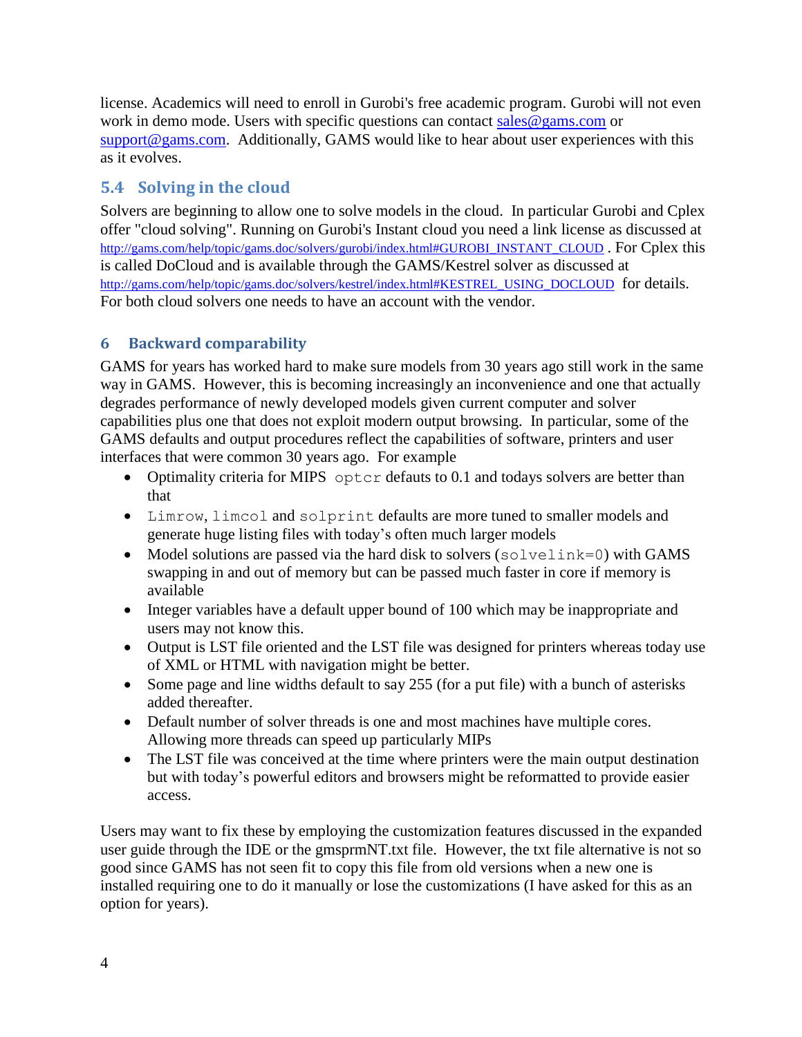license. Academics will need to enroll in Gurobi's free academic program. Gurobi will not even work in demo mode. Users with specific questions can contact sales@gams.com or support@gams.com. Additionally, GAMS would like to hear about user experiences with this as it evolves.

### 5.4 Solving in the cloud

Solvers are beginning to allow one to solve models in the cloud. In particular Gurobi and Cplex offer "cloud solving". Running on Gurobi's Instant cloud you need a link license as discussed at http://gams.com/help/topic/gams.doc/solvers/gurobi/index.html#GUROBI_INSTANT_CLOUD . For Cplex this is called DoCloud and is available through the GAMS/Kestrel solver as discussed at http://gams.com/help/topic/gams.doc/solvers/kestrel/index.html#KESTREL_USING_DOCLOUD for details. For both cloud solvers one needs to have an account with the vendor.

## 6 Backward comparability

GAMS for years has worked hard to make sure models from 30 years ago still work in the same way in GAMS. However, this is becoming increasingly an inconvenience and one that actually degrades performance of newly developed models given current computer and solver capabilities plus one that does not exploit modern output browsing. In particular, some of the GAMS defaults and output procedures reflect the capabilities of software, printers and user interfaces that were common 30 years ago. For example

- Optimality criteria for MIPS `optcr` defauts to 0.1 and todays solvers are better than that
- `Limrow`, `limcol` and `solprint` defaults are more tuned to smaller models and generate huge listing files with today's often much larger models
- Model solutions are passed via the hard disk to solvers (`solvelink=0`) with GAMS swapping in and out of memory but can be passed much faster in core if memory is available
- Integer variables have a default upper bound of 100 which may be inappropriate and users may not know this.
- Output is LST file oriented and the LST file was designed for printers whereas today use of XML or HTML with navigation might be better.
- Some page and line widths default to say 255 (for a put file) with a bunch of asterisks added thereafter.
- Default number of solver threads is one and most machines have multiple cores. Allowing more threads can speed up particularly MIPs
- The LST file was conceived at the time where printers were the main output destination but with today's powerful editors and browsers might be reformatted to provide easier access.

Users may want to fix these by employing the customization features discussed in the expanded user guide through the IDE or the gmsprmNT.txt file. However, the txt file alternative is not so good since GAMS has not seen fit to copy this file from old versions when a new one is installed requiring one to do it manually or lose the customizations (I have asked for this as an option for years).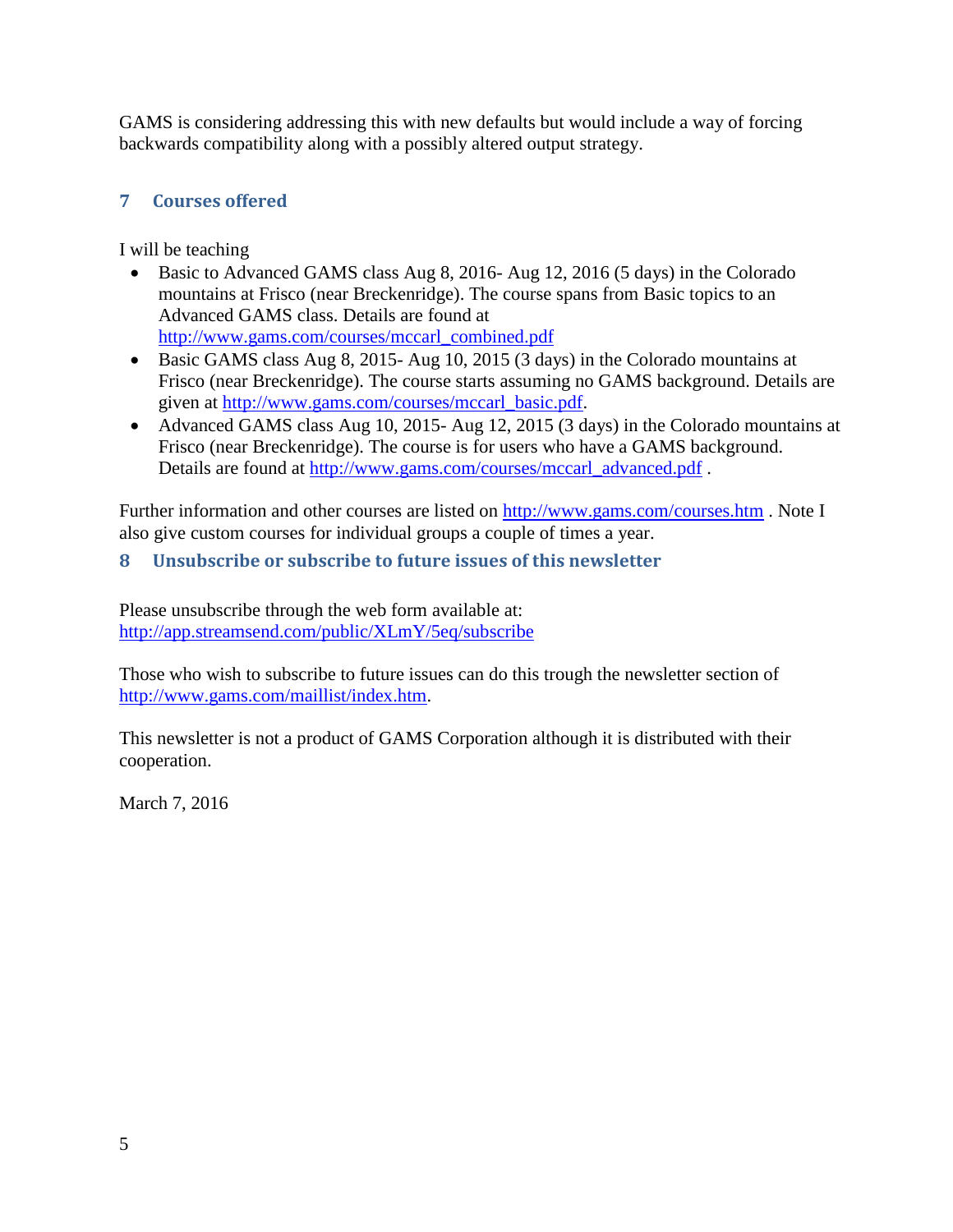GAMS is considering addressing this with new defaults but would include a way of forcing backwards compatibility along with a possibly altered output strategy.

## 7 Courses offered

I will be teaching

- Basic to Advanced GAMS class Aug 8, 2016- Aug 12, 2016 (5 days) in the Colorado mountains at Frisco (near Breckenridge). The course spans from Basic topics to an Advanced GAMS class. Details are found at http://www.gams.com/courses/mccarl_combined.pdf
- Basic GAMS class Aug 8, 2015- Aug 10, 2015 (3 days) in the Colorado mountains at Frisco (near Breckenridge). The course starts assuming no GAMS background. Details are given at http://www.gams.com/courses/mccarl_basic.pdf.
- Advanced GAMS class Aug 10, 2015- Aug 12, 2015 (3 days) in the Colorado mountains at Frisco (near Breckenridge). The course is for users who have a GAMS background. Details are found at http://www.gams.com/courses/mccarl_advanced.pdf .

Further information and other courses are listed on http://www.gams.com/courses.htm . Note I also give custom courses for individual groups a couple of times a year.

## 8 Unsubscribe or subscribe to future issues of this newsletter

Please unsubscribe through the web form available at:
http://app.streamsend.com/public/XLmY/5eq/subscribe

Those who wish to subscribe to future issues can do this trough the newsletter section of http://www.gams.com/maillist/index.htm.

This newsletter is not a product of GAMS Corporation although it is distributed with their cooperation.

March 7, 2016